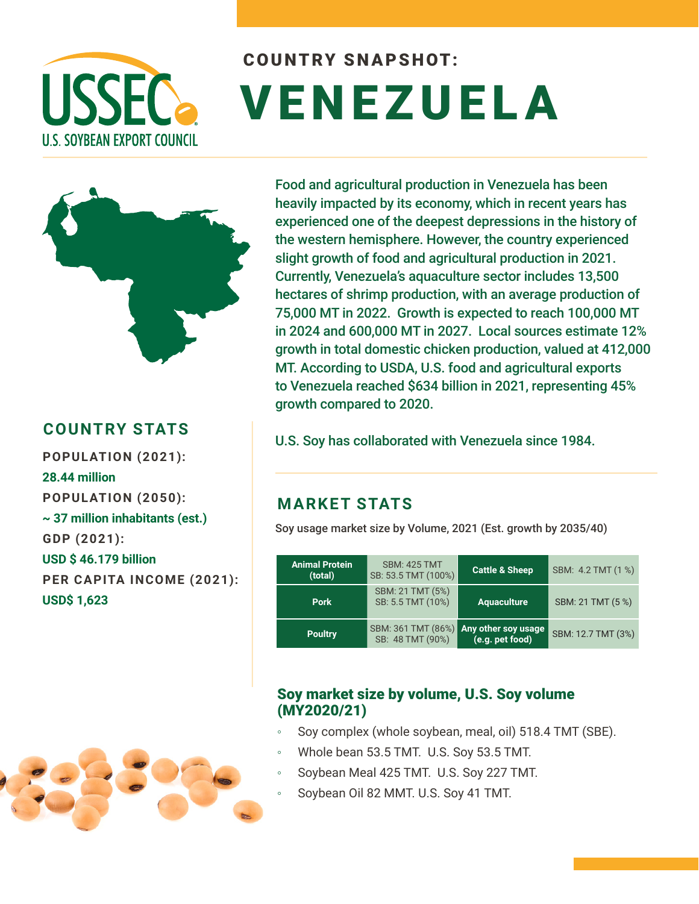USSEC
U.S. SOYBEAN EXPORT COUNCIL

## COUNTRY SNAPSHOT:

# VENEZUELA

Food and agricultural production in Venezuela has been heavily impacted by its economy, which in recent years has experienced one of the deepest depressions in the history of the western hemisphere. However, the country experienced slight growth of food and agricultural production in 2021. Currently, Venezuela's aquaculture sector includes 13,500 hectares of shrimp production, with an average production of 75,000 MT in 2022. Growth is expected to reach 100,000 MT in 2024 and 600,000 MT in 2027. Local sources estimate 12% growth in total domestic chicken production, valued at 412,000 MT. According to USDA, U.S. food and agricultural exports to Venezuela reached $634 billion in 2021, representing 45% growth compared to 2020.

U.S. Soy has collaborated with Venezuela since 1984.

## COUNTRY STATS

**POPULATION (2021):**
28.44 million

**POPULATION (2050):**
~ 37 million inhabitants (est.)

**GDP (2021):**
USD $ 46.179 billion

**PER CAPITA INCOME (2021):**
USD$ 1,623

## MARKET STATS

Soy usage market size by Volume, 2021 (Est. growth by 2035/40)

| | | | |
|---|---|---|---|
| **Animal Protein (total)** | SBM: 425 TMT<br>SB: 53.5 TMT (100%) | **Cattle & Sheep** | SBM: 4.2 TMT (1 %) |
| **Pork** | SBM: 21 TMT (5%)<br>SB: 5.5 TMT (10%) | **Aquaculture** | SBM: 21 TMT (5 %) |
| **Poultry** | SBM: 361 TMT (86%)<br>SB: 48 TMT (90%) | **Any other soy usage (e.g. pet food)** | SBM: 12.7 TMT (3%) |

### Soy market size by volume, U.S. Soy volume (MY2020/21)

- Soy complex (whole soybean, meal, oil) 518.4 TMT (SBE).
- Whole bean 53.5 TMT. U.S. Soy 53.5 TMT.
- Soybean Meal 425 TMT. U.S. Soy 227 TMT.
- Soybean Oil 82 MMT. U.S. Soy 41 TMT.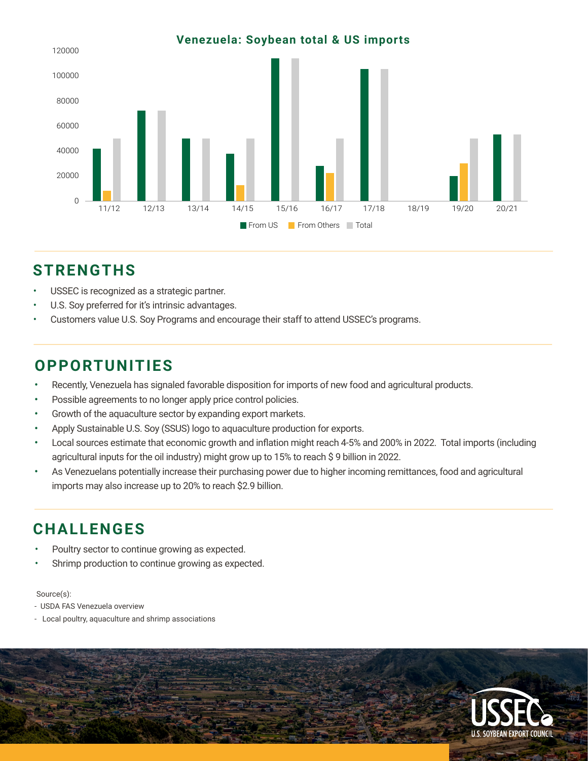**Venezuela: Soybean total & US imports**

120000
100000
80000
60000
40000
20000
0

11/12 12/13 13/14 14/15 15/16 16/17 17/18 18/19 19/20 20/21

From US From Others Total

## STRENGTHS

- USSEC is recognized as a strategic partner.
- U.S. Soy preferred for it's intrinsic advantages.
- Customers value U.S. Soy Programs and encourage their staff to attend USSEC's programs.

## OPPORTUNITIES

- Recently, Venezuela has signaled favorable disposition for imports of new food and agricultural products.
- Possible agreements to no longer apply price control policies.
- Growth of the aquaculture sector by expanding export markets.
- Apply Sustainable U.S. Soy (SSUS) logo to aquaculture production for exports.
- Local sources estimate that economic growth and inflation might reach 4-5% and 200% in 2022. Total imports (including agricultural inputs for the oil industry) might grow up to 15% to reach $ 9 billion in 2022.
- As Venezuelans potentially increase their purchasing power due to higher incoming remittances, food and agricultural imports may also increase up to 20% to reach $2.9 billion.

## CHALLENGES

- Poultry sector to continue growing as expected.
- Shrimp production to continue growing as expected.

Source(s):

- USDA FAS Venezuela overview
- Local poultry, aquaculture and shrimp associations

USSEC U.S. SOYBEAN EXPORT COUNCIL